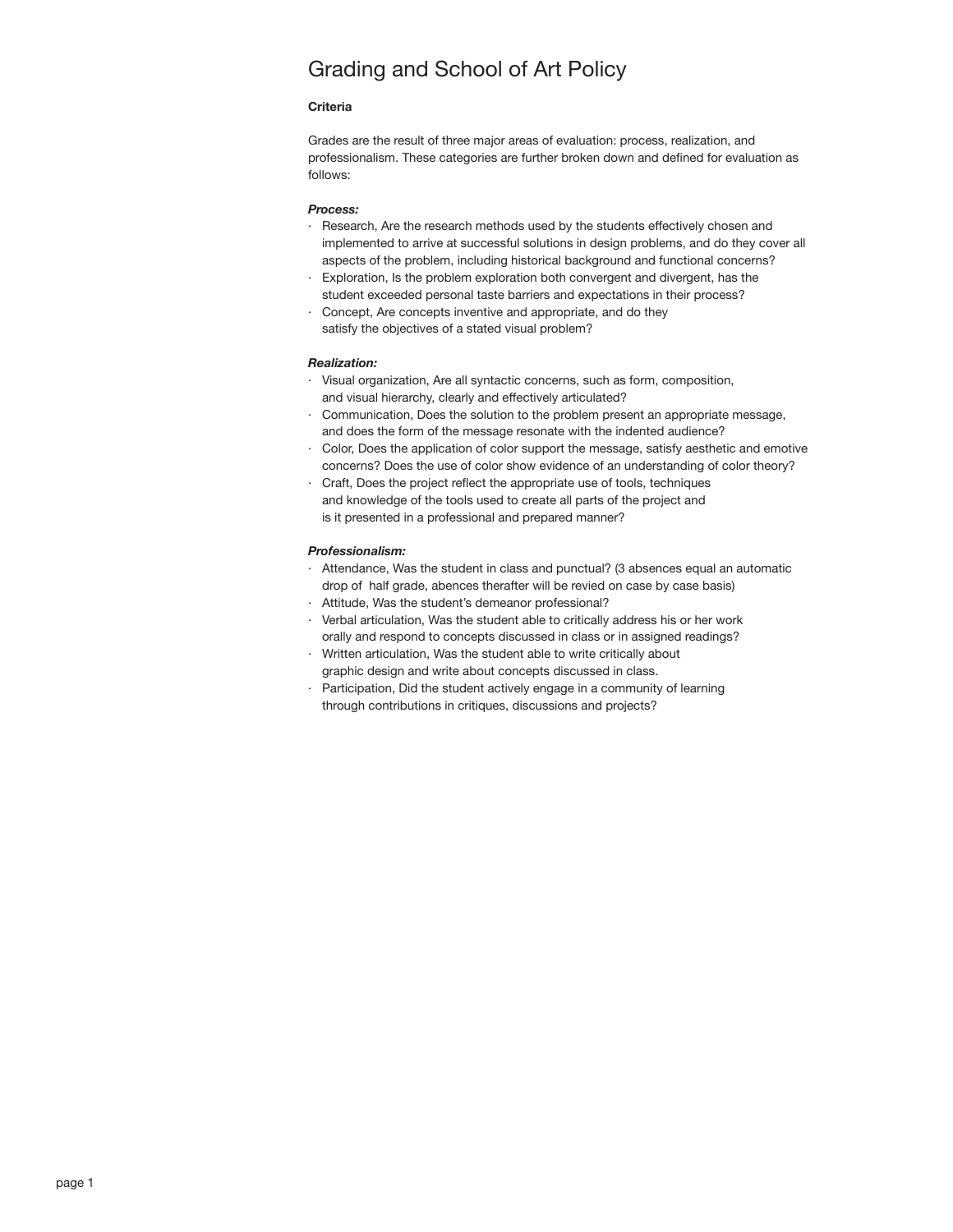# Grading and School of Art Policy

**Criteria**

Grades are the result of three major areas of evaluation: process, realization, and professionalism. These categories are further broken down and defined for evaluation as follows:

***Process:***

- Research, Are the research methods used by the students effectively chosen and implemented to arrive at successful solutions in design problems, and do they cover all aspects of the problem, including historical background and functional concerns?
- Exploration, Is the problem exploration both convergent and divergent, has the student exceeded personal taste barriers and expectations in their process?
- Concept, Are concepts inventive and appropriate, and do they satisfy the objectives of a stated visual problem?

***Realization:***

- Visual organization, Are all syntactic concerns, such as form, composition, and visual hierarchy, clearly and effectively articulated?
- Communication, Does the solution to the problem present an appropriate message, and does the form of the message resonate with the indented audience?
- Color, Does the application of color support the message, satisfy aesthetic and emotive concerns? Does the use of color show evidence of an understanding of color theory?
- Craft, Does the project reflect the appropriate use of tools, techniques and knowledge of the tools used to create all parts of the project and is it presented in a professional and prepared manner?

***Professionalism:***

- Attendance, Was the student in class and punctual? (3 absences equal an automatic drop of half grade, abences therafter will be revied on case by case basis)
- Attitude, Was the student's demeanor professional?
- Verbal articulation, Was the student able to critically address his or her work orally and respond to concepts discussed in class or in assigned readings?
- Written articulation, Was the student able to write critically about graphic design and write about concepts discussed in class.
- Participation, Did the student actively engage in a community of learning through contributions in critiques, discussions and projects?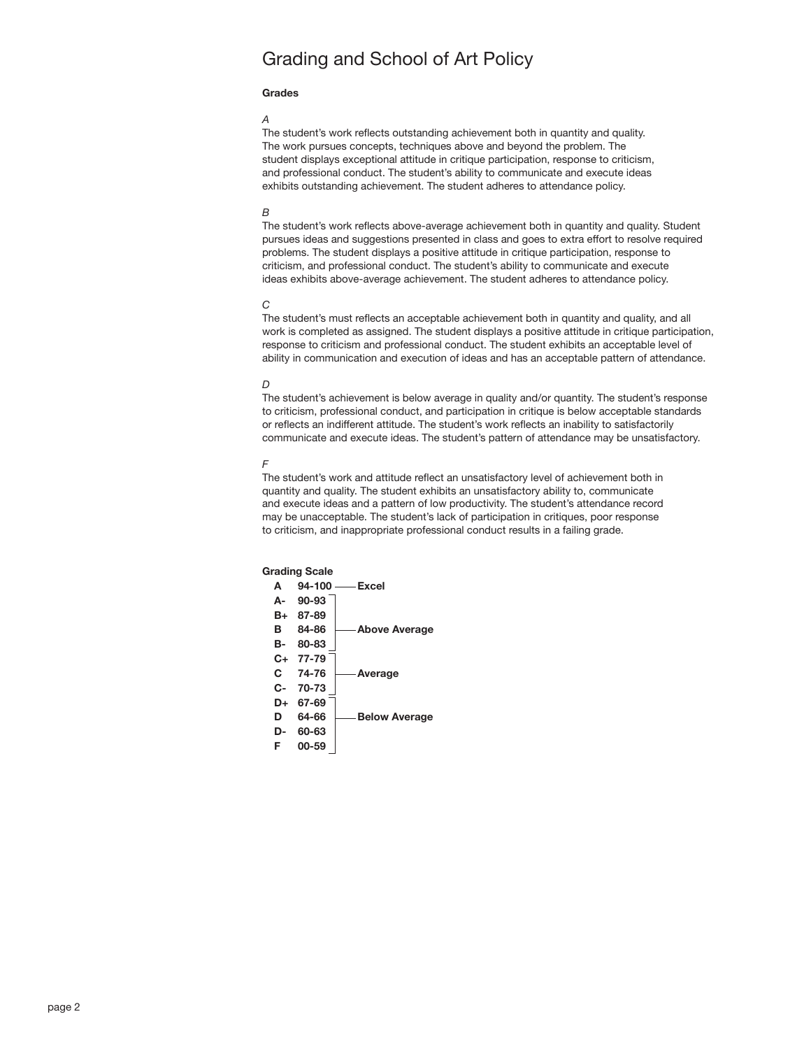# Grading and School of Art Policy

**Grades**

*A*

The student's work reflects outstanding achievement both in quantity and quality. The work pursues concepts, techniques above and beyond the problem. The student displays exceptional attitude in critique participation, response to criticism, and professional conduct. The student's ability to communicate and execute ideas exhibits outstanding achievement. The student adheres to attendance policy.

*B*

The student's work reflects above-average achievement both in quantity and quality. Student pursues ideas and suggestions presented in class and goes to extra effort to resolve required problems. The student displays a positive attitude in critique participation, response to criticism, and professional conduct. The student's ability to communicate and execute ideas exhibits above-average achievement. The student adheres to attendance policy.

*C*

The student's must reflects an acceptable achievement both in quantity and quality, and all work is completed as assigned. The student displays a positive attitude in critique participation, response to criticism and professional conduct. The student exhibits an acceptable level of ability in communication and execution of ideas and has an acceptable pattern of attendance.

*D*

The student's achievement is below average in quality and/or quantity. The student's response to criticism, professional conduct, and participation in critique is below acceptable standards or reflects an indifferent attitude. The student's work reflects an inability to satisfactorily communicate and execute ideas. The student's pattern of attendance may be unsatisfactory.

*F*

The student's work and attitude reflect an unsatisfactory level of achievement both in quantity and quality. The student exhibits an unsatisfactory ability to, communicate and execute ideas and a pattern of low productivity. The student's attendance record may be unacceptable. The student's lack of participation in critiques, poor response to criticism, and inappropriate professional conduct results in a failing grade.

**Grading Scale**

| Grade | Range | |
|---|---|---|
| **A** | **94-100** | **Excel** |
| **A-** | **90-93** | **Above Average** |
| **B+** | **87-89** | |
| **B** | **84-86** | |
| **B-** | **80-83** | |
| **C+** | **77-79** | **Average** |
| **C** | **74-76** | |
| **C-** | **70-73** | |
| **D+** | **67-69** | **Below Average** |
| **D** | **64-66** | |
| **D-** | **60-63** | |
| **F** | **00-59** | |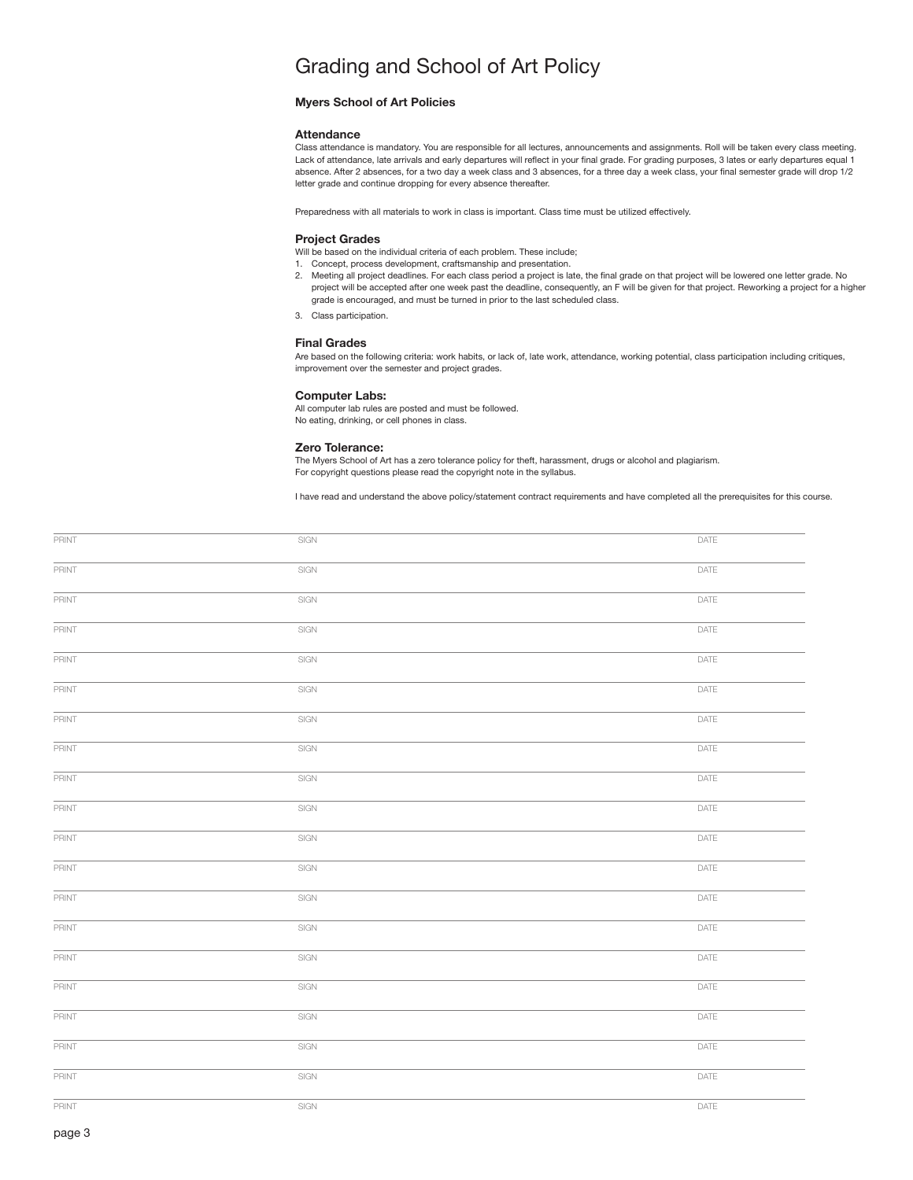# Grading and School of Art Policy

### Myers School of Art Policies

#### Attendance

Class attendance is mandatory. You are responsible for all lectures, announcements and assignments. Roll will be taken every class meeting. Lack of attendance, late arrivals and early departures will reflect in your final grade. For grading purposes, 3 lates or early departures equal 1 absence. After 2 absences, for a two day a week class and 3 absences, for a three day a week class, your final semester grade will drop 1/2 letter grade and continue dropping for every absence thereafter.

Preparedness with all materials to work in class is important. Class time must be utilized effectively.

#### Project Grades

Will be based on the individual criteria of each problem. These include;

1. Concept, process development, craftsmanship and presentation.
2. Meeting all project deadlines. For each class period a project is late, the final grade on that project will be lowered one letter grade. No project will be accepted after one week past the deadline, consequently, an F will be given for that project. Reworking a project for a higher grade is encouraged, and must be turned in prior to the last scheduled class.
3. Class participation.

#### Final Grades

Are based on the following criteria: work habits, or lack of, late work, attendance, working potential, class participation including critiques, improvement over the semester and project grades.

#### Computer Labs:

All computer lab rules are posted and must be followed.
No eating, drinking, or cell phones in class.

#### Zero Tolerance:

The Myers School of Art has a zero tolerance policy for theft, harassment, drugs or alcohol and plagiarism.
For copyright questions please read the copyright note in the syllabus.

I have read and understand the above policy/statement contract requirements and have completed all the prerequisites for this course.

| PRINT | SIGN | DATE |
|---|---|---|
| | | |
| | | |
| | | |
| | | |
| | | |
| | | |
| | | |
| | | |
| | | |
| | | |
| | | |
| | | |
| | | |
| | | |
| | | |
| | | |
| | | |
| | | |
| | | |
| | | |